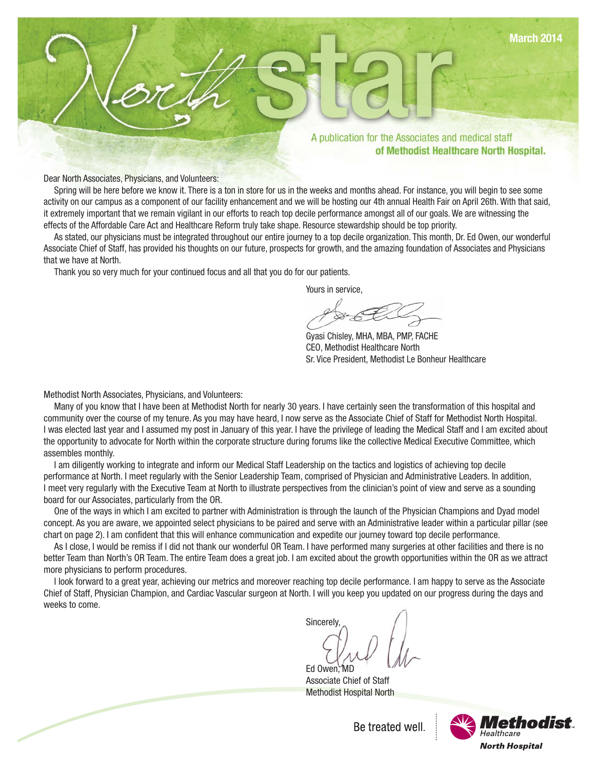# North star

March 2014

A publication for the Associates and medical staff **of Methodist Healthcare North Hospital.**

Dear North Associates, Physicians, and Volunteers:

Spring will be here before we know it. There is a ton in store for us in the weeks and months ahead. For instance, you will begin to see some activity on our campus as a component of our facility enhancement and we will be hosting our 4th annual Health Fair on April 26th. With that said, it extremely important that we remain vigilant in our efforts to reach top decile performance amongst all of our goals. We are witnessing the effects of the Affordable Care Act and Healthcare Reform truly take shape. Resource stewardship should be top priority.

As stated, our physicians must be integrated throughout our entire journey to a top decile organization. This month, Dr. Ed Owen, our wonderful Associate Chief of Staff, has provided his thoughts on our future, prospects for growth, and the amazing foundation of Associates and Physicians that we have at North.

Thank you so very much for your continued focus and all that you do for our patients.

Yours in service,

Gyasi Chisley, MHA, MBA, PMP, FACHE
CEO, Methodist Healthcare North
Sr. Vice President, Methodist Le Bonheur Healthcare

Methodist North Associates, Physicians, and Volunteers:

Many of you know that I have been at Methodist North for nearly 30 years. I have certainly seen the transformation of this hospital and community over the course of my tenure. As you may have heard, I now serve as the Associate Chief of Staff for Methodist North Hospital. I was elected last year and I assumed my post in January of this year. I have the privilege of leading the Medical Staff and I am excited about the opportunity to advocate for North within the corporate structure during forums like the collective Medical Executive Committee, which assembles monthly.

I am diligently working to integrate and inform our Medical Staff Leadership on the tactics and logistics of achieving top decile performance at North. I meet regularly with the Senior Leadership Team, comprised of Physician and Administrative Leaders. In addition, I meet very regularly with the Executive Team at North to illustrate perspectives from the clinician's point of view and serve as a sounding board for our Associates, particularly from the OR.

One of the ways in which I am excited to partner with Administration is through the launch of the Physician Champions and Dyad model concept. As you are aware, we appointed select physicians to be paired and serve with an Administrative leader within a particular pillar (see chart on page 2). I am confident that this will enhance communication and expedite our journey toward top decile performance.

As I close, I would be remiss if I did not thank our wonderful OR Team. I have performed many surgeries at other facilities and there is no better Team than North's OR Team. The entire Team does a great job. I am excited about the growth opportunities within the OR as we attract more physicians to perform procedures.

I look forward to a great year, achieving our metrics and moreover reaching top decile performance. I am happy to serve as the Associate Chief of Staff, Physician Champion, and Cardiac Vascular surgeon at North. I will you keep you updated on our progress during the days and weeks to come.

Sincerely,

Ed Owen, MD
Associate Chief of Staff
Methodist Hospital North

Be treated well.

Methodist Healthcare North Hospital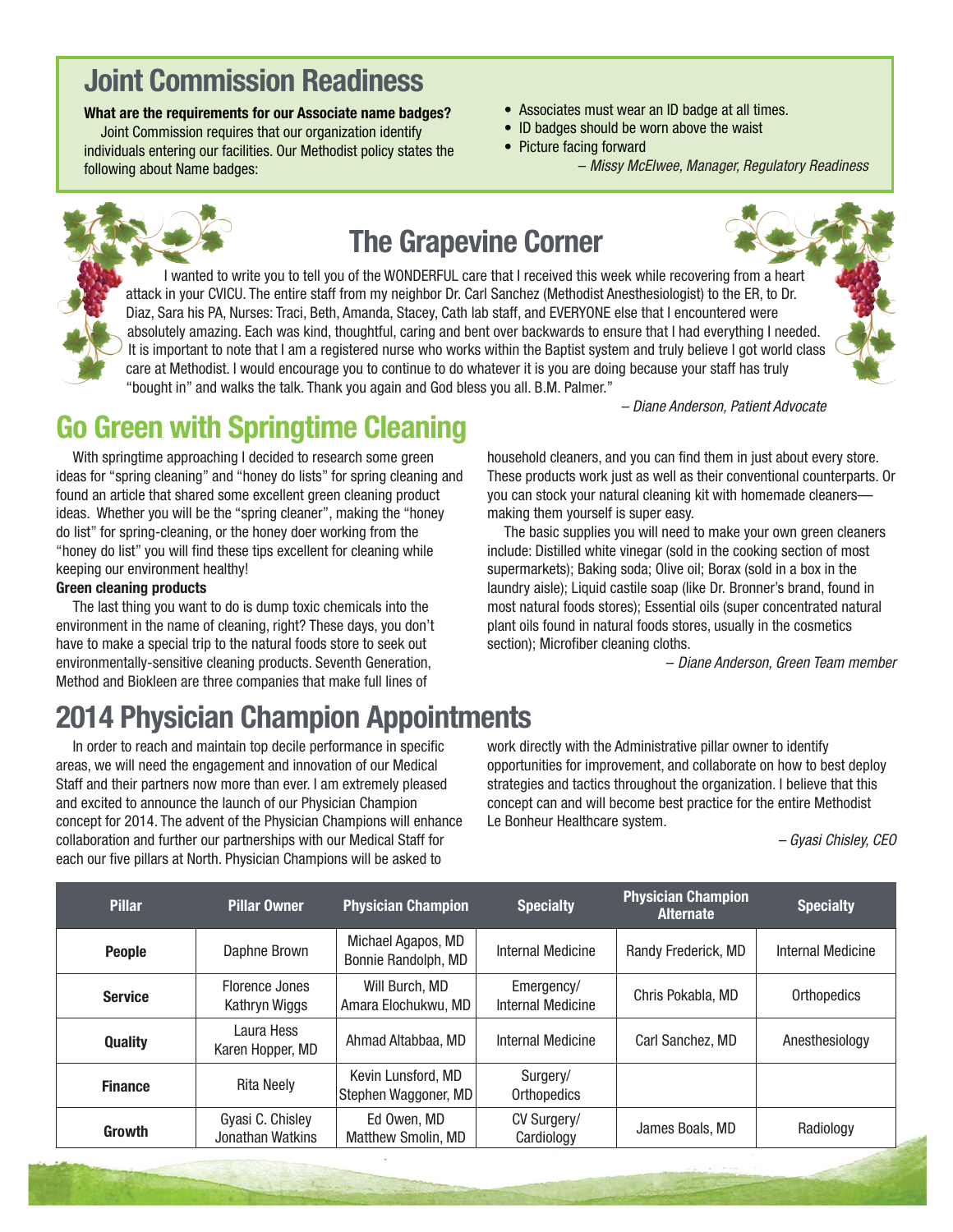## Joint Commission Readiness

**What are the requirements for our Associate name badges?**

Joint Commission requires that our organization identify individuals entering our facilities. Our Methodist policy states the following about Name badges:

- Associates must wear an ID badge at all times.
- ID badges should be worn above the waist
- Picture facing forward

*– Missy McElwee, Manager, Regulatory Readiness*

## The Grapevine Corner

I wanted to write you to tell you of the WONDERFUL care that I received this week while recovering from a heart attack in your CVICU. The entire staff from my neighbor Dr. Carl Sanchez (Methodist Anesthesiologist) to the ER, to Dr. Diaz, Sara his PA, Nurses: Traci, Beth, Amanda, Stacey, Cath lab staff, and EVERYONE else that I encountered were absolutely amazing. Each was kind, thoughtful, caring and bent over backwards to ensure that I had everything I needed. It is important to note that I am a registered nurse who works within the Baptist system and truly believe I got world class care at Methodist. I would encourage you to continue to do whatever it is you are doing because your staff has truly "bought in" and walks the talk. Thank you again and God bless you all. B.M. Palmer."

*– Diane Anderson, Patient Advocate*

## Go Green with Springtime Cleaning

With springtime approaching I decided to research some green ideas for "spring cleaning" and "honey do lists" for spring cleaning and found an article that shared some excellent green cleaning product ideas. Whether you will be the "spring cleaner", making the "honey do list" for spring-cleaning, or the honey doer working from the "honey do list" you will find these tips excellent for cleaning while keeping our environment healthy!

**Green cleaning products**

The last thing you want to do is dump toxic chemicals into the environment in the name of cleaning, right? These days, you don't have to make a special trip to the natural foods store to seek out environmentally-sensitive cleaning products. Seventh Generation, Method and Biokleen are three companies that make full lines of household cleaners, and you can find them in just about every store. These products work just as well as their conventional counterparts. Or you can stock your natural cleaning kit with homemade cleaners—making them yourself is super easy.

The basic supplies you will need to make your own green cleaners include: Distilled white vinegar (sold in the cooking section of most supermarkets); Baking soda; Olive oil; Borax (sold in a box in the laundry aisle); Liquid castile soap (like Dr. Bronner's brand, found in most natural foods stores); Essential oils (super concentrated natural plant oils found in natural foods stores, usually in the cosmetics section); Microfiber cleaning cloths.

*– Diane Anderson, Green Team member*

## 2014 Physician Champion Appointments

In order to reach and maintain top decile performance in specific areas, we will need the engagement and innovation of our Medical Staff and their partners now more than ever. I am extremely pleased and excited to announce the launch of our Physician Champion concept for 2014. The advent of the Physician Champions will enhance collaboration and further our partnerships with our Medical Staff for each our five pillars at North. Physician Champions will be asked to work directly with the Administrative pillar owner to identify opportunities for improvement, and collaborate on how to best deploy strategies and tactics throughout the organization. I believe that this concept can and will become best practice for the entire Methodist Le Bonheur Healthcare system.

*– Gyasi Chisley, CEO*

| Pillar | Pillar Owner | Physician Champion | Specialty | Physician Champion Alternate | Specialty |
|---|---|---|---|---|---|
| **People** | Daphne Brown | Michael Agapos, MD<br>Bonnie Randolph, MD | Internal Medicine | Randy Frederick, MD | Internal Medicine |
| **Service** | Florence Jones<br>Kathryn Wiggs | Will Burch, MD<br>Amara Elochukwu, MD | Emergency/<br>Internal Medicine | Chris Pokabla, MD | Orthopedics |
| **Quality** | Laura Hess<br>Karen Hopper, MD | Ahmad Altabbaa, MD | Internal Medicine | Carl Sanchez, MD | Anesthesiology |
| **Finance** | Rita Neely | Kevin Lunsford, MD<br>Stephen Waggoner, MD | Surgery/<br>Orthopedics | | |
| **Growth** | Gyasi C. Chisley<br>Jonathan Watkins | Ed Owen, MD<br>Matthew Smolin, MD | CV Surgery/<br>Cardiology | James Boals, MD | Radiology |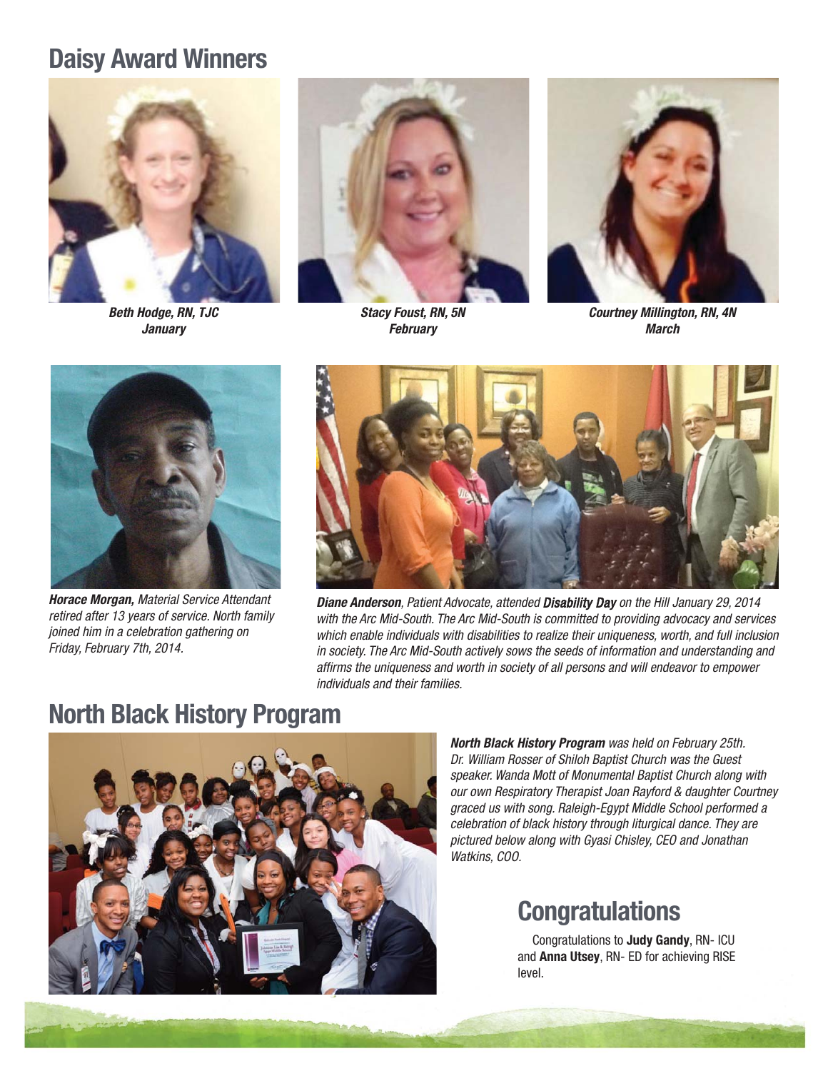## Daisy Award Winners

***Beth Hodge, RN, TJC***
***January***

***Stacy Foust, RN, 5N***
***February***

***Courtney Millington, RN, 4N***
***March***

***Horace Morgan,*** *Material Service Attendant retired after 13 years of service. North family joined him in a celebration gathering on Friday, February 7th, 2014.*

***Diane Anderson****, Patient Advocate, attended* ***Disability Day*** *on the Hill January 29, 2014 with the Arc Mid-South. The Arc Mid-South is committed to providing advocacy and services which enable individuals with disabilities to realize their uniqueness, worth, and full inclusion in society. The Arc Mid-South actively sows the seeds of information and understanding and affirms the uniqueness and worth in society of all persons and will endeavor to empower individuals and their families.*

## North Black History Program

***North Black History Program*** *was held on February 25th. Dr. William Rosser of Shiloh Baptist Church was the Guest speaker. Wanda Mott of Monumental Baptist Church along with our own Respiratory Therapist Joan Rayford & daughter Courtney graced us with song. Raleigh-Egypt Middle School performed a celebration of black history through liturgical dance. They are pictured below along with Gyasi Chisley, CEO and Jonathan Watkins, COO.*

## Congratulations

Congratulations to **Judy Gandy**, RN- ICU and **Anna Utsey**, RN- ED for achieving RISE level.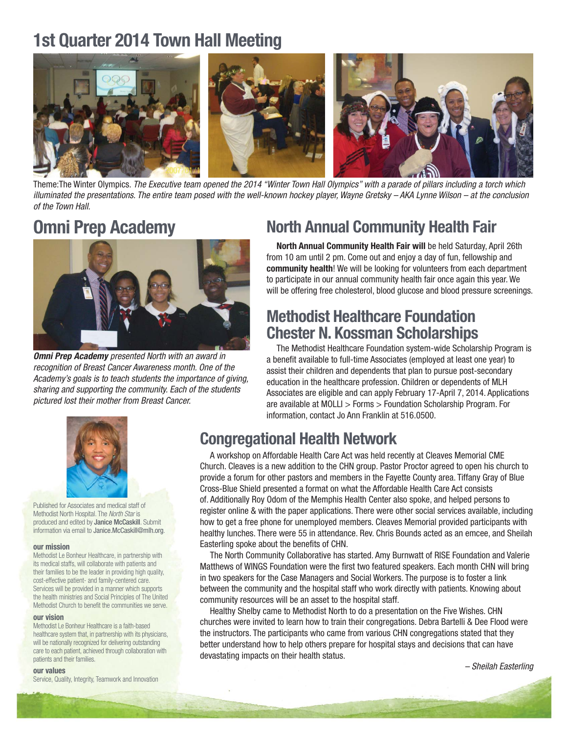# 1st Quarter 2014 Town Hall Meeting

Theme:The Winter Olympics. *The Executive team opened the 2014 "Winter Town Hall Olympics" with a parade of pillars including a torch which illuminated the presentations. The entire team posed with the well-known hockey player, Wayne Gretsky – AKA Lynne Wilson – at the conclusion of the Town Hall.*

## Omni Prep Academy

***Omni Prep Academy*** *presented North with an award in recognition of Breast Cancer Awareness month. One of the Academy's goals is to teach students the importance of giving, sharing and supporting the community. Each of the students pictured lost their mother from Breast Cancer.*

## North Annual Community Health Fair

**North Annual Community Health Fair will** be held Saturday, April 26th from 10 am until 2 pm. Come out and enjoy a day of fun, fellowship and **community health**! We will be looking for volunteers from each department to participate in our annual community health fair once again this year. We will be offering free cholesterol, blood glucose and blood pressure screenings.

## Methodist Healthcare Foundation Chester N. Kossman Scholarships

The Methodist Healthcare Foundation system-wide Scholarship Program is a benefit available to full-time Associates (employed at least one year) to assist their children and dependents that plan to pursue post-secondary education in the healthcare profession. Children or dependents of MLH Associates are eligible and can apply February 17-April 7, 2014. Applications are available at MOLLI > Forms > Foundation Scholarship Program. For information, contact Jo Ann Franklin at 516.0500.

## Congregational Health Network

A workshop on Affordable Health Care Act was held recently at Cleaves Memorial CME Church. Cleaves is a new addition to the CHN group. Pastor Proctor agreed to open his church to provide a forum for other pastors and members in the Fayette County area. Tiffany Gray of Blue Cross-Blue Shield presented a format on what the Affordable Health Care Act consists of. Additionally Roy Odom of the Memphis Health Center also spoke, and helped persons to register online & with the paper applications. There were other social services available, including how to get a free phone for unemployed members. Cleaves Memorial provided participants with healthy lunches. There were 55 in attendance. Rev. Chris Bounds acted as an emcee, and Sheilah Easterling spoke about the benefits of CHN.

The North Community Collaborative has started. Amy Burnwatt of RISE Foundation and Valerie Matthews of WINGS Foundation were the first two featured speakers. Each month CHN will bring in two speakers for the Case Managers and Social Workers. The purpose is to foster a link between the community and the hospital staff who work directly with patients. Knowing about community resources will be an asset to the hospital staff.

Healthy Shelby came to Methodist North to do a presentation on the Five Wishes. CHN churches were invited to learn how to train their congregations. Debra Bartelli & Dee Flood were the instructors. The participants who came from various CHN congregations stated that they better understand how to help others prepare for hospital stays and decisions that can have devastating impacts on their health status.

*– Sheilah Easterling*

Published for Associates and medical staff of Methodist North Hospital. The *North Star* is produced and edited by **Janice McCaskill**. Submit information via email to **Janice.McCaskill@mlh.org**.

**our mission**

Methodist Le Bonheur Healthcare, in partnership with its medical staffs, will collaborate with patients and their families to be the leader in providing high quality, cost-effective patient- and family-centered care. Services will be provided in a manner which supports the health ministries and Social Principles of The United Methodist Church to benefit the communities we serve.

**our vision**

Methodist Le Bonheur Healthcare is a faith-based healthcare system that, in partnership with its physicians, will be nationally recognized for delivering outstanding care to each patient, achieved through collaboration with patients and their families.

**our values**

Service, Quality, Integrity, Teamwork and Innovation